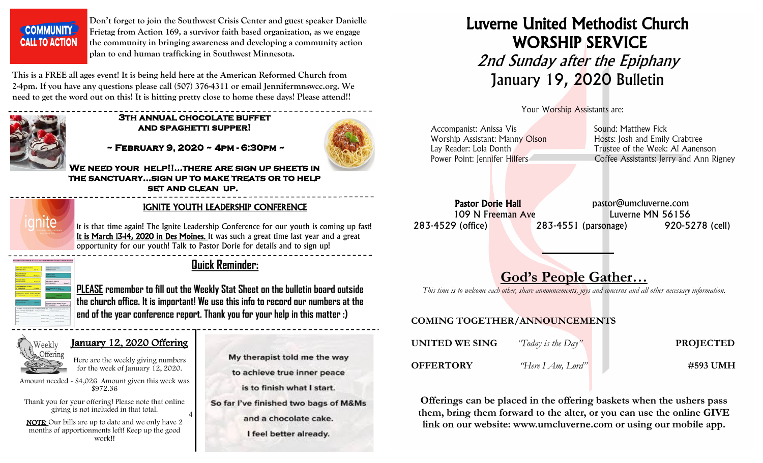**COMMUNITY CALL TO ACTION**

**Don't forget to join the Southwest Crisis Center and guest speaker Danielle Frietag from Action 169, a survivor faith based organization, as we engage the community in bringing awareness and developing a community action plan to end human trafficking in Southwest Minnesota.**

**This is a FREE all ages event! It is being held here at the American Reformed Church from 2-4pm. If you have any questions please call (507) 376-4311 or email Jennifermnswcc.org. We need to get the word out on this! It is hitting pretty close to home these days! Please attend!!**

---

**3TH ANNUAL CHOCOLATE BUFFET AND SPAGHETTI SUPPER!**

**~ February 9, 2020 ~ 4pm - 6:30pm ~**

**We need your help!!...there are sign up sheets in the sanctuary...sign up to make treats or to help set and clean up.**

---

## IGNITE YOUTH LEADERSHIP CONFERENCE

It is that time again! The Ignite Leadership Conference for our youth is coming up fast! It is March 13-14, 2020 in Des Moines. It was such a great time last year and a great opportunity for our youth! Talk to Pastor Dorie for details and to sign up!

---

## Quick Reminder:

**PLEASE remember to fill out the Weekly Stat Sheet on the bulletin board outside the church office. It is important! We use this info to record our numbers at the end of the year conference report. Thank you for your help in this matter :)**

---

## January 12, 2020 Offering

Weekly Offering

Here are the weekly giving numbers for the week of January 12, 2020.

Amount needed - $4,026 Amount given this week was $972.36

Thank you for your offering! Please note that online giving is not included in that total.

NOTE: Our bills are up to date and we only have 2 months of apportionments left! Keep up the good work!!

My therapist told me the way to achieve true inner peace is to finish what I start. So far I've finished two bags of M&Ms and a chocolate cake. I feel better already.

# Luverne United Methodist Church WORSHIP SERVICE

## *2nd Sunday after the Epiphany*

## January 19, 2020 Bulletin

Your Worship Assistants are:

Accompanist: Anissa Vis
Worship Assistant: Manny Olson
Lay Reader: Lola Donth
Power Point: Jennifer Hilfers

Sound: Matthew Fick
Hosts: Josh and Emily Crabtree
Trustee of the Week: Al Aanenson
Coffee Assistants: Jerry and Ann Rigney

**Pastor Dorie Hall** pastor@umcluverne.com
109 N Freeman Ave Luverne MN 56156
283-4529 (office) 283-4551 (parsonage) 920-5278 (cell)

## God's People Gather…

*This time is to welcome each other, share announcements, joys and concerns and all other necessary information.*

**COMING TOGETHER/ANNOUNCEMENTS**

| | | |
|---|---|---|
| **UNITED WE SING** | *"Today is the Day"* | **PROJECTED** |
| **OFFERTORY** | *"Here I Am, Lord"* | **#593 UMH** |

**Offerings can be placed in the offering baskets when the ushers pass them, bring them forward to the alter, or you can use the online GIVE link on our website: www.umcluverne.com or using our mobile app.**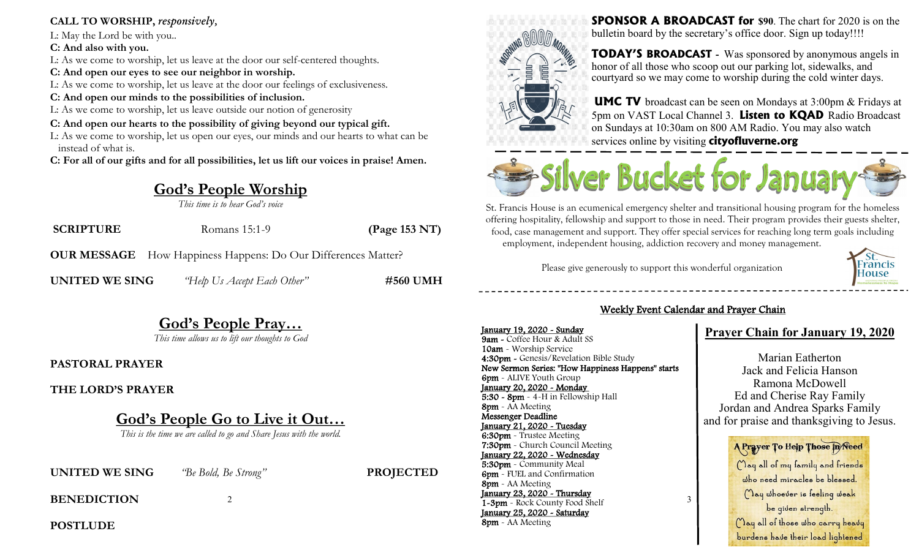**CALL TO WORSHIP,** ***responsively,***

L: May the Lord be with you..

**C: And also with you.**

L: As we come to worship, let us leave at the door our self-centered thoughts.

**C: And open our eyes to see our neighbor in worship.**

L: As we come to worship, let us leave at the door our feelings of exclusiveness.

**C: And open our minds to the possibilities of inclusion.**

L: As we come to worship, let us leave outside our notion of generosity

**C: And open our hearts to the possibility of giving beyond our typical gift.**

L: As we come to worship, let us open our eyes, our minds and our hearts to what can be instead of what is.

**C: For all of our gifts and for all possibilities, let us lift our voices in praise! Amen.**

## God's People Worship

*This time is to hear God's voice*

**SCRIPTURE** Romans 15:1-9 **(Page 153 NT)**

**OUR MESSAGE** How Happiness Happens: Do Our Differences Matter?

**UNITED WE SING** *"Help Us Accept Each Other"* **#560 UMH**

## God's People Pray…

*This time allows us to lift our thoughts to God*

**PASTORAL PRAYER**

**THE LORD'S PRAYER**

## God's People Go to Live it Out…

*This is the time we are called to go and Share Jesus with the world.*

**UNITED WE SING** *"Be Bold, Be Strong"* **PROJECTED**

**BENEDICTION**

**POSTLUDE**

**SPONSOR A BROADCAST for $90**. The chart for 2020 is on the bulletin board by the secretary's office door. Sign up today!!!!

**TODAY'S BROADCAST** - Was sponsored by anonymous angels in honor of all those who scoop out our parking lot, sidewalks, and courtyard so we may come to worship during the cold winter days.

**UMC TV** broadcast can be seen on Mondays at 3:00pm & Fridays at 5pm on VAST Local Channel 3. **Listen to KQAD** Radio Broadcast on Sundays at 10:30am on 800 AM Radio. You may also watch services online by visiting **cityofluverne.org**

## Silver Bucket for January

St. Francis House is an ecumenical emergency shelter and transitional housing program for the homeless offering hospitality, fellowship and support to those in need. Their program provides their guests shelter, food, case management and support. They offer special services for reaching long term goals including employment, independent housing, addiction recovery and money management.

Please give generously to support this wonderful organization

## Weekly Event Calendar and Prayer Chain

**January 19, 2020 - Sunday**
**9am** - Coffee Hour & Adult SS
**10am** - Worship Service
**4:30pm** - Genesis/Revelation Bible Study
**New Sermon Series: "How Happiness Happens" starts**
**6pm** - ALIVE Youth Group

**January 20, 2020 - Monday**
**5:30 - 8pm** - 4-H in Fellowship Hall
**8pm** - AA Meeting
**Messenger Deadline**

**January 21, 2020 - Tuesday**
**6:30pm** - Trustee Meeting
**7:30pm** - Church Council Meeting

**January 22, 2020 - Wednesday**
**5:30pm** - Community Meal
**6pm** - FUEL and Confirmation
**8pm** - AA Meeting

**January 23, 2020 - Thursday**
**1-3pm** - Rock County Food Shelf

**January 25, 2020 - Saturday**
**8pm** - AA Meeting

### Prayer Chain for January 19, 2020

Marian Eatherton
Jack and Felicia Hanson
Ramona McDowell
Ed and Cherise Ray Family
Jordan and Andrea Sparks Family
and for praise and thanksgiving to Jesus.

**A Prayer To Help Those In Need**

May all of my family and friends who need miracles be blessed.
May whoever is feeling weak be given strength.
May all of those who carry heavy burdens have their load lightened